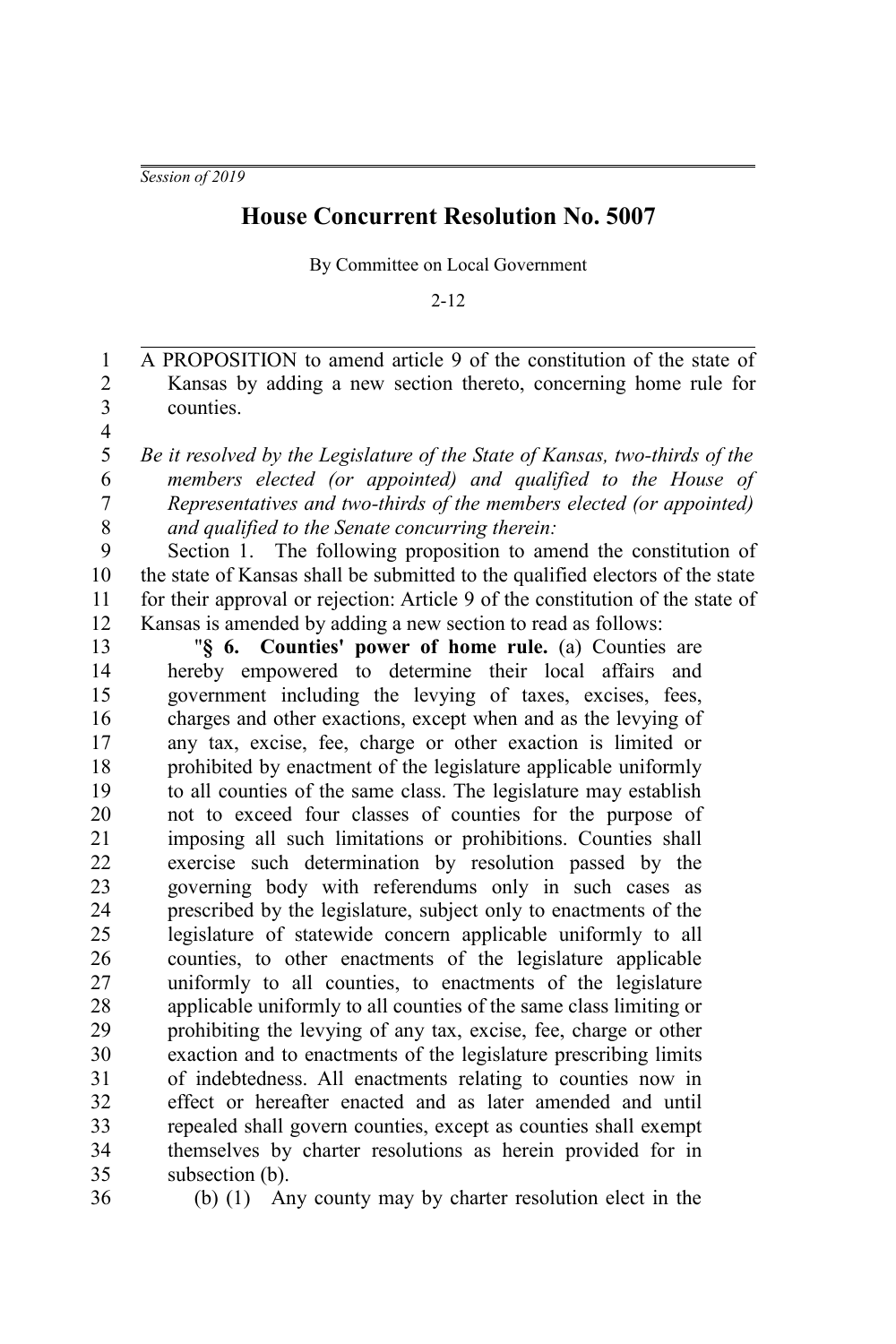*Session of 2019*

# House Concurrent Resolution No. 5007

By Committee on Local Government

2-12

A PROPOSITION to amend article 9 of the constitution of the state of Kansas by adding a new section thereto, concerning home rule for counties.

*Be it resolved by the Legislature of the State of Kansas, two-thirds of the members elected (or appointed) and qualified to the House of Representatives and two-thirds of the members elected (or appointed) and qualified to the Senate concurring therein:*

Section 1. The following proposition to amend the constitution of the state of Kansas shall be submitted to the qualified electors of the state for their approval or rejection: Article 9 of the constitution of the state of Kansas is amended by adding a new section to read as follows:

"**§ 6. Counties' power of home rule.** (a) Counties are hereby empowered to determine their local affairs and government including the levying of taxes, excises, fees, charges and other exactions, except when and as the levying of any tax, excise, fee, charge or other exaction is limited or prohibited by enactment of the legislature applicable uniformly to all counties of the same class. The legislature may establish not to exceed four classes of counties for the purpose of imposing all such limitations or prohibitions. Counties shall exercise such determination by resolution passed by the governing body with referendums only in such cases as prescribed by the legislature, subject only to enactments of the legislature of statewide concern applicable uniformly to all counties, to other enactments of the legislature applicable uniformly to all counties, to enactments of the legislature applicable uniformly to all counties of the same class limiting or prohibiting the levying of any tax, excise, fee, charge or other exaction and to enactments of the legislature prescribing limits of indebtedness. All enactments relating to counties now in effect or hereafter enacted and as later amended and until repealed shall govern counties, except as counties shall exempt themselves by charter resolutions as herein provided for in subsection (b).

(b) (1) Any county may by charter resolution elect in the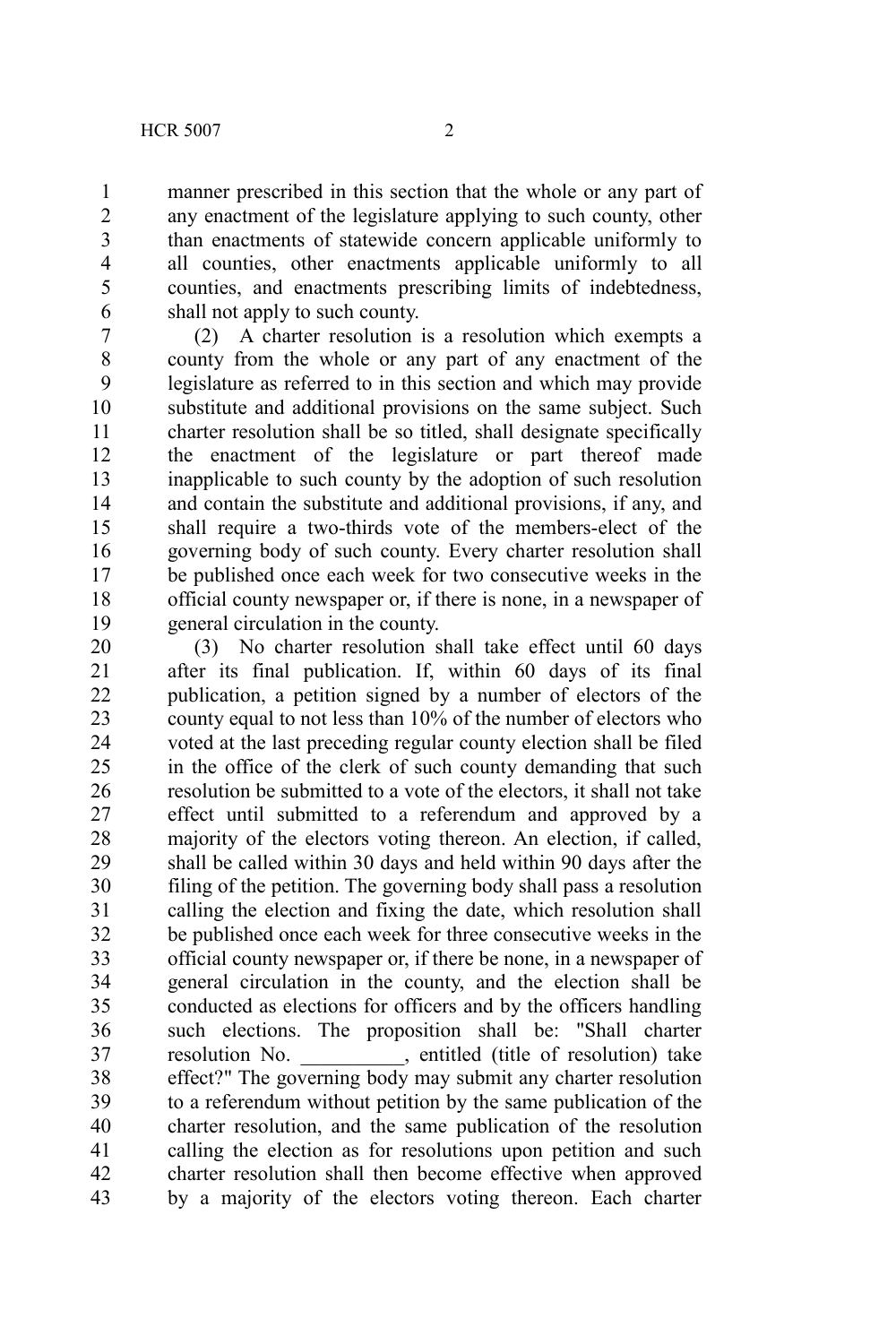manner prescribed in this section that the whole or any part of any enactment of the legislature applying to such county, other than enactments of statewide concern applicable uniformly to all counties, other enactments applicable uniformly to all counties, and enactments prescribing limits of indebtedness, shall not apply to such county.

(2) A charter resolution is a resolution which exempts a county from the whole or any part of any enactment of the legislature as referred to in this section and which may provide substitute and additional provisions on the same subject. Such charter resolution shall be so titled, shall designate specifically the enactment of the legislature or part thereof made inapplicable to such county by the adoption of such resolution and contain the substitute and additional provisions, if any, and shall require a two-thirds vote of the members-elect of the governing body of such county. Every charter resolution shall be published once each week for two consecutive weeks in the official county newspaper or, if there is none, in a newspaper of general circulation in the county.

(3) No charter resolution shall take effect until 60 days after its final publication. If, within 60 days of its final publication, a petition signed by a number of electors of the county equal to not less than 10% of the number of electors who voted at the last preceding regular county election shall be filed in the office of the clerk of such county demanding that such resolution be submitted to a vote of the electors, it shall not take effect until submitted to a referendum and approved by a majority of the electors voting thereon. An election, if called, shall be called within 30 days and held within 90 days after the filing of the petition. The governing body shall pass a resolution calling the election and fixing the date, which resolution shall be published once each week for three consecutive weeks in the official county newspaper or, if there be none, in a newspaper of general circulation in the county, and the election shall be conducted as elections for officers and by the officers handling such elections. The proposition shall be: "Shall charter resolution No. __________, entitled (title of resolution) take effect?" The governing body may submit any charter resolution to a referendum without petition by the same publication of the charter resolution, and the same publication of the resolution calling the election as for resolutions upon petition and such charter resolution shall then become effective when approved by a majority of the electors voting thereon. Each charter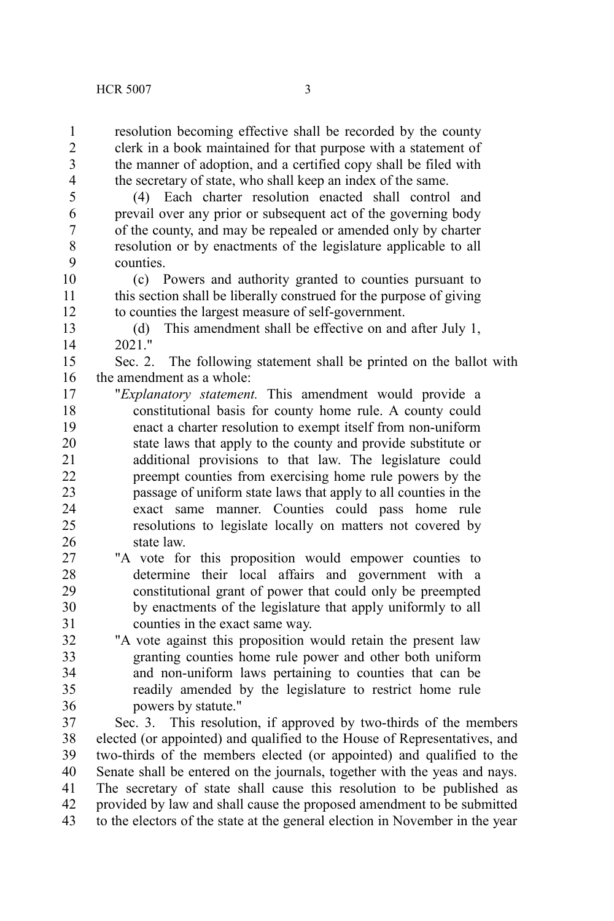resolution becoming effective shall be recorded by the county clerk in a book maintained for that purpose with a statement of the manner of adoption, and a certified copy shall be filed with the secretary of state, who shall keep an index of the same.

(4) Each charter resolution enacted shall control and prevail over any prior or subsequent act of the governing body of the county, and may be repealed or amended only by charter resolution or by enactments of the legislature applicable to all counties.

(c) Powers and authority granted to counties pursuant to this section shall be liberally construed for the purpose of giving to counties the largest measure of self-government.

(d) This amendment shall be effective on and after July 1, 2021."

Sec. 2. The following statement shall be printed on the ballot with the amendment as a whole:

"*Explanatory statement.* This amendment would provide a constitutional basis for county home rule. A county could enact a charter resolution to exempt itself from non-uniform state laws that apply to the county and provide substitute or additional provisions to that law. The legislature could preempt counties from exercising home rule powers by the passage of uniform state laws that apply to all counties in the exact same manner. Counties could pass home rule resolutions to legislate locally on matters not covered by state law.

"A vote for this proposition would empower counties to determine their local affairs and government with a constitutional grant of power that could only be preempted by enactments of the legislature that apply uniformly to all counties in the exact same way.

"A vote against this proposition would retain the present law granting counties home rule power and other both uniform and non-uniform laws pertaining to counties that can be readily amended by the legislature to restrict home rule powers by statute."

Sec. 3. This resolution, if approved by two-thirds of the members elected (or appointed) and qualified to the House of Representatives, and two-thirds of the members elected (or appointed) and qualified to the Senate shall be entered on the journals, together with the yeas and nays. The secretary of state shall cause this resolution to be published as provided by law and shall cause the proposed amendment to be submitted to the electors of the state at the general election in November in the year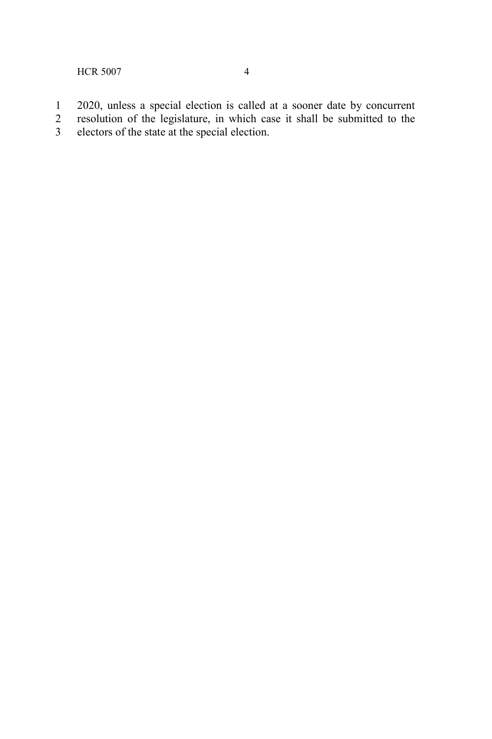2020, unless a special election is called at a sooner date by concurrent resolution of the legislature, in which case it shall be submitted to the electors of the state at the special election.